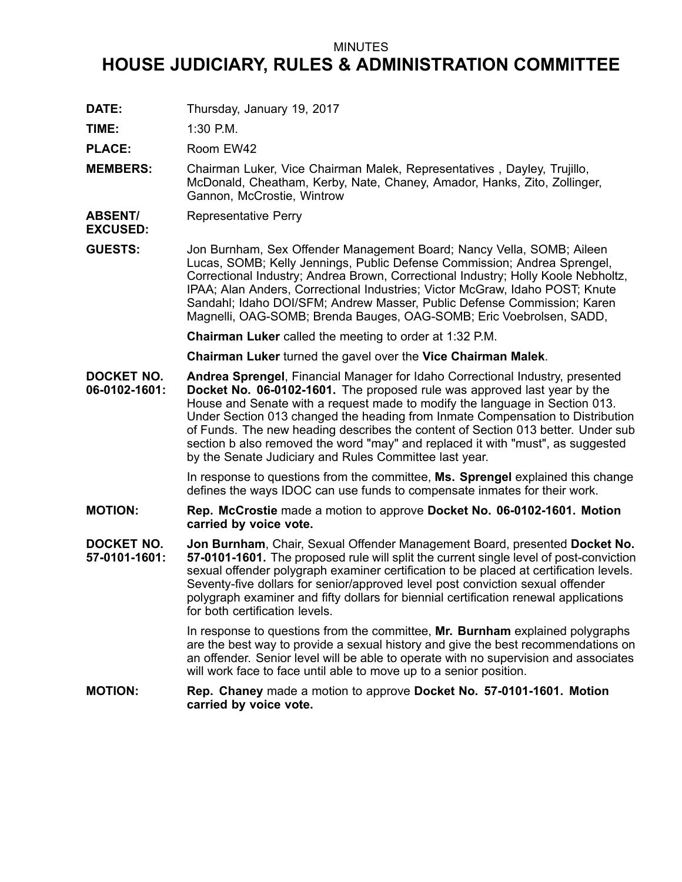MINUTES

# HOUSE JUDICIARY, RULES & ADMINISTRATION COMMITTEE

**DATE:** Thursday, January 19, 2017

**TIME:** 1:30 P.M.

**PLACE:** Room EW42

**MEMBERS:** Chairman Luker, Vice Chairman Malek, Representatives , Dayley, Trujillo, McDonald, Cheatham, Kerby, Nate, Chaney, Amador, Hanks, Zito, Zollinger, Gannon, McCrostie, Wintrow

**ABSENT/ EXCUSED:** Representative Perry

**GUESTS:** Jon Burnham, Sex Offender Management Board; Nancy Vella, SOMB; Aileen Lucas, SOMB; Kelly Jennings, Public Defense Commission; Andrea Sprengel, Correctional Industry; Andrea Brown, Correctional Industry; Holly Koole Nebholtz, IPAA; Alan Anders, Correctional Industries; Victor McGraw, Idaho POST; Knute Sandahl; Idaho DOI/SFM; Andrew Masser, Public Defense Commission; Karen Magnelli, OAG-SOMB; Brenda Bauges, OAG-SOMB; Eric Voebrolsen, SADD,

**Chairman Luker** called the meeting to order at 1:32 P.M.

**Chairman Luker** turned the gavel over the **Vice Chairman Malek**.

**DOCKET NO. 06-0102-1601:** **Andrea Sprengel**, Financial Manager for Idaho Correctional Industry, presented **Docket No. 06-0102-1601.** The proposed rule was approved last year by the House and Senate with a request made to modify the language in Section 013. Under Section 013 changed the heading from Inmate Compensation to Distribution of Funds. The new heading describes the content of Section 013 better. Under sub section b also removed the word "may" and replaced it with "must", as suggested by the Senate Judiciary and Rules Committee last year.

In response to questions from the committee, **Ms. Sprengel** explained this change defines the ways IDOC can use funds to compensate inmates for their work.

**MOTION:** **Rep. McCrostie** made a motion to approve **Docket No. 06-0102-1601. Motion carried by voice vote.**

**DOCKET NO. 57-0101-1601:** **Jon Burnham**, Chair, Sexual Offender Management Board, presented **Docket No. 57-0101-1601.** The proposed rule will split the current single level of post-conviction sexual offender polygraph examiner certification to be placed at certification levels. Seventy-five dollars for senior/approved level post conviction sexual offender polygraph examiner and fifty dollars for biennial certification renewal applications for both certification levels.

In response to questions from the committee, **Mr. Burnham** explained polygraphs are the best way to provide a sexual history and give the best recommendations on an offender. Senior level will be able to operate with no supervision and associates will work face to face until able to move up to a senior position.

**MOTION:** **Rep. Chaney** made a motion to approve **Docket No. 57-0101-1601. Motion carried by voice vote.**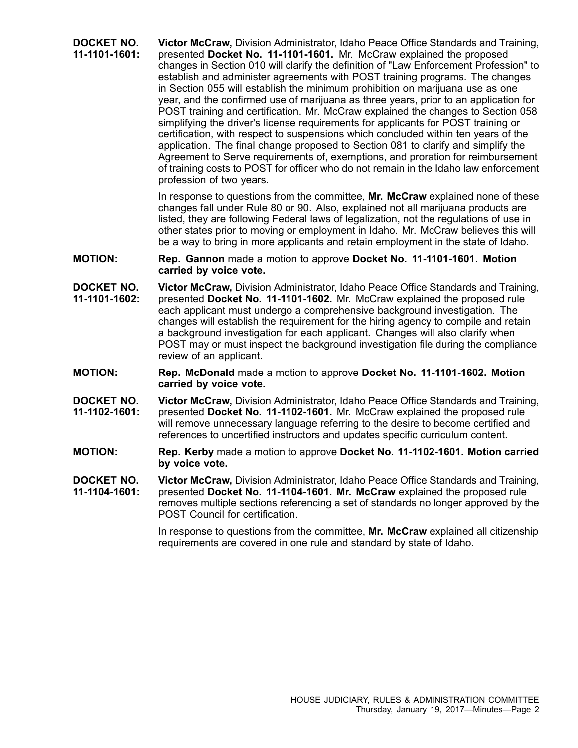**DOCKET NO. 11-1101-1601:** **Victor McCraw,** Division Administrator, Idaho Peace Office Standards and Training, presented **Docket No. 11-1101-1601.** Mr. McCraw explained the proposed changes in Section 010 will clarify the definition of "Law Enforcement Profession" to establish and administer agreements with POST training programs. The changes in Section 055 will establish the minimum prohibition on marijuana use as one year, and the confirmed use of marijuana as three years, prior to an application for POST training and certification. Mr. McCraw explained the changes to Section 058 simplifying the driver's license requirements for applicants for POST training or certification, with respect to suspensions which concluded within ten years of the application. The final change proposed to Section 081 to clarify and simplify the Agreement to Serve requirements of, exemptions, and proration for reimbursement of training costs to POST for officer who do not remain in the Idaho law enforcement profession of two years.

In response to questions from the committee, **Mr. McCraw** explained none of these changes fall under Rule 80 or 90. Also, explained not all marijuana products are listed, they are following Federal laws of legalization, not the regulations of use in other states prior to moving or employment in Idaho. Mr. McCraw believes this will be a way to bring in more applicants and retain employment in the state of Idaho.

**MOTION:** **Rep. Gannon** made a motion to approve **Docket No. 11-1101-1601. Motion carried by voice vote.**

**DOCKET NO. 11-1101-1602:** **Victor McCraw,** Division Administrator, Idaho Peace Office Standards and Training, presented **Docket No. 11-1101-1602.** Mr. McCraw explained the proposed rule each applicant must undergo a comprehensive background investigation. The changes will establish the requirement for the hiring agency to compile and retain a background investigation for each applicant. Changes will also clarify when POST may or must inspect the background investigation file during the compliance review of an applicant.

**MOTION:** **Rep. McDonald** made a motion to approve **Docket No. 11-1101-1602. Motion carried by voice vote.**

**DOCKET NO. 11-1102-1601:** **Victor McCraw,** Division Administrator, Idaho Peace Office Standards and Training, presented **Docket No. 11-1102-1601.** Mr. McCraw explained the proposed rule will remove unnecessary language referring to the desire to become certified and references to uncertified instructors and updates specific curriculum content.

**MOTION:** **Rep. Kerby** made a motion to approve **Docket No. 11-1102-1601. Motion carried by voice vote.**

**DOCKET NO. 11-1104-1601:** **Victor McCraw,** Division Administrator, Idaho Peace Office Standards and Training, presented **Docket No. 11-1104-1601. Mr. McCraw** explained the proposed rule removes multiple sections referencing a set of standards no longer approved by the POST Council for certification.

In response to questions from the committee, **Mr. McCraw** explained all citizenship requirements are covered in one rule and standard by state of Idaho.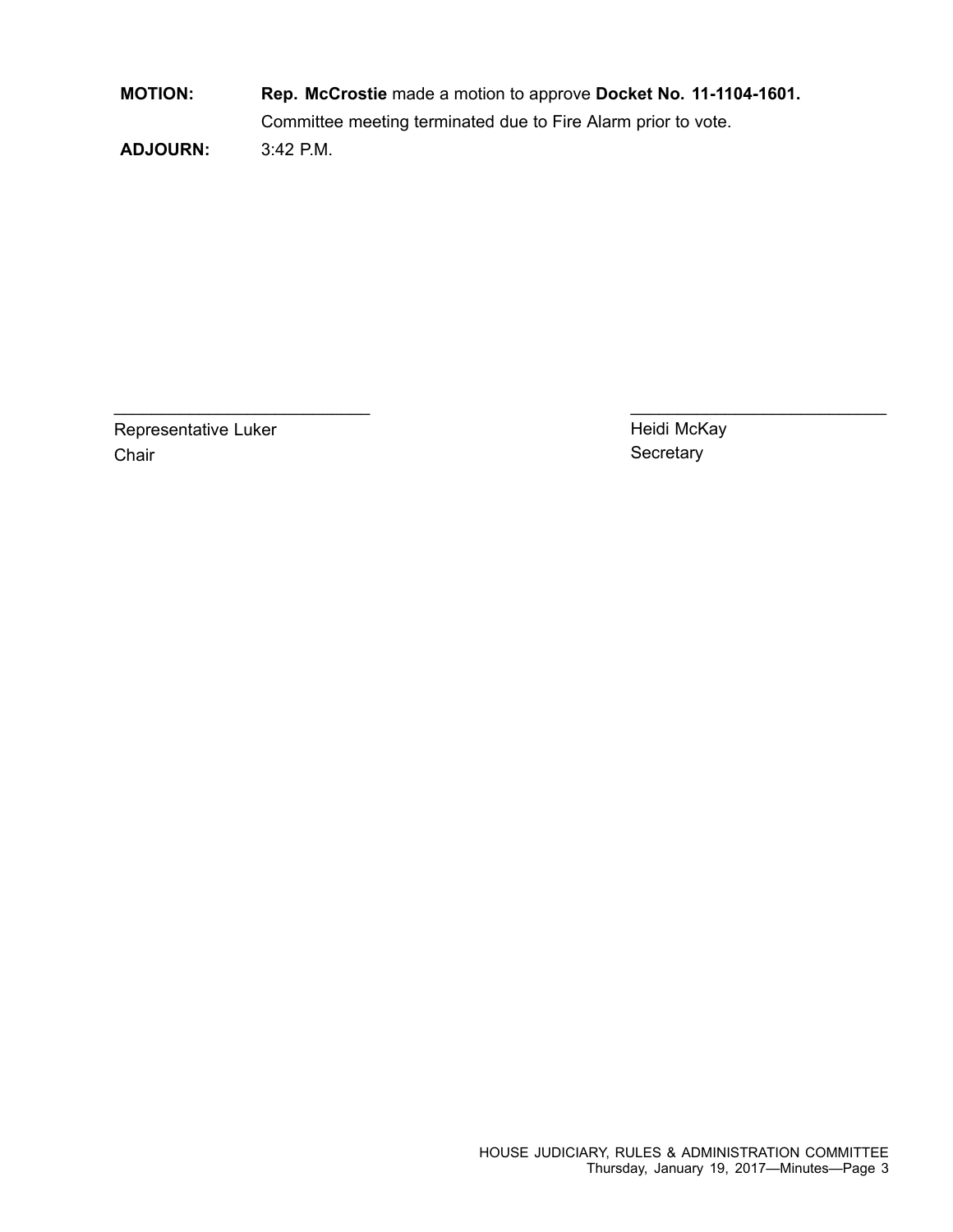**MOTION:** **Rep. McCrostie** made a motion to approve **Docket No. 11-1104-1601.** Committee meeting terminated due to Fire Alarm prior to vote.

**ADJOURN:** 3:42 P.M.

___________________________
Representative Luker
Chair

___________________________
Heidi McKay
Secretary